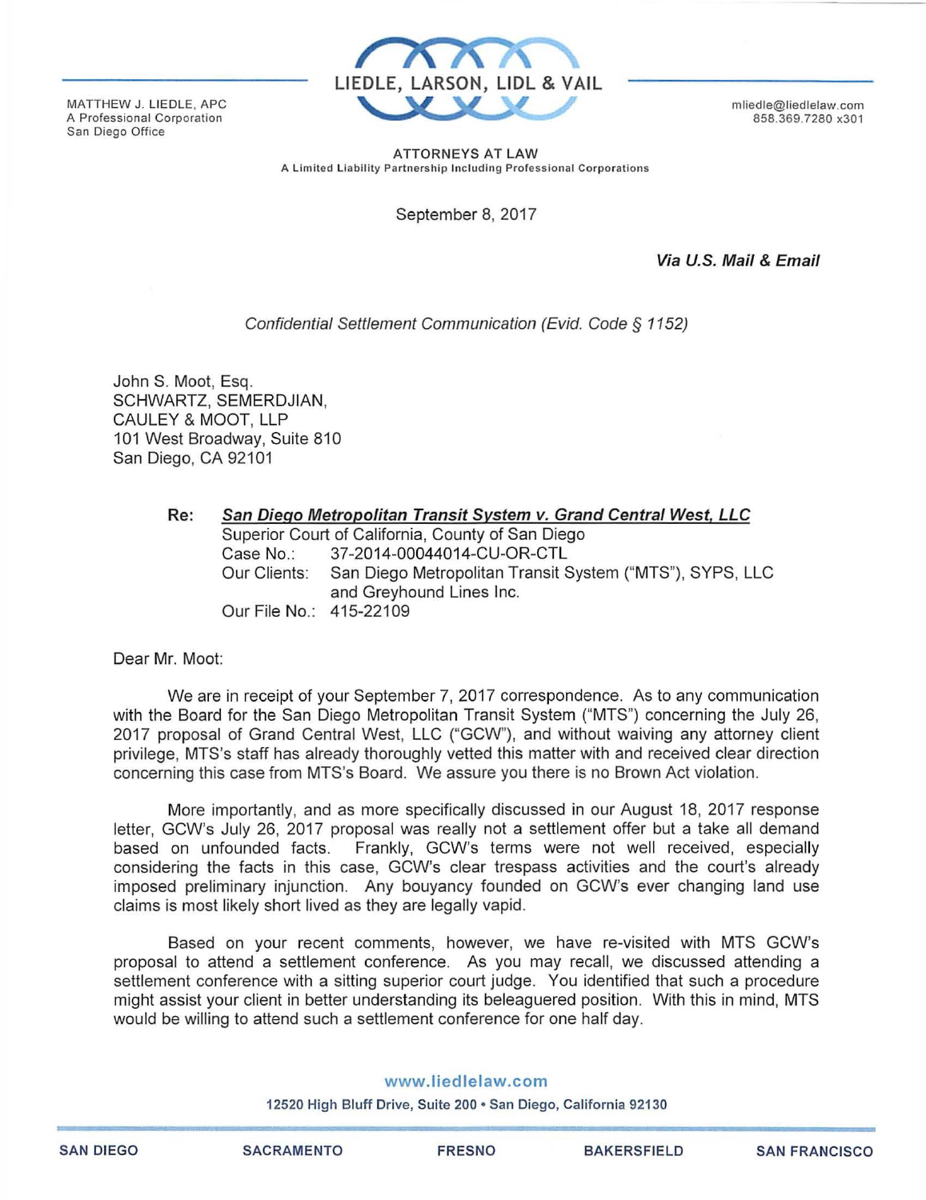MATTHEW J. LIEDLE, APC
A Professional Corporation
San Diego Office

**LIEDLE, LARSON, LIDL & VAIL**

mliedle@liedlelaw.com
858.369.7280 x301

ATTORNEYS AT LAW
A Limited Liability Partnership Including Professional Corporations

September 8, 2017

***Via U.S. Mail & Email***

*Confidential Settlement Communication (Evid. Code § 1152)*

John S. Moot, Esq.
SCHWARTZ, SEMERDJIAN,
CAULEY & MOOT, LLP
101 West Broadway, Suite 810
San Diego, CA 92101

**Re:** ***San Diego Metropolitan Transit System v. Grand Central West, LLC***
Superior Court of California, County of San Diego
Case No.: 37-2014-00044014-CU-OR-CTL
Our Clients: San Diego Metropolitan Transit System ("MTS"), SYPS, LLC and Greyhound Lines Inc.
Our File No.: 415-22109

Dear Mr. Moot:

We are in receipt of your September 7, 2017 correspondence. As to any communication with the Board for the San Diego Metropolitan Transit System ("MTS") concerning the July 26, 2017 proposal of Grand Central West, LLC ("GCW"), and without waiving any attorney client privilege, MTS's staff has already thoroughly vetted this matter with and received clear direction concerning this case from MTS's Board. We assure you there is no Brown Act violation.

More importantly, and as more specifically discussed in our August 18, 2017 response letter, GCW's July 26, 2017 proposal was really not a settlement offer but a take all demand based on unfounded facts. Frankly, GCW's terms were not well received, especially considering the facts in this case, GCW's clear trespass activities and the court's already imposed preliminary injunction. Any bouyancy founded on GCW's ever changing land use claims is most likely short lived as they are legally vapid.

Based on your recent comments, however, we have re-visited with MTS GCW's proposal to attend a settlement conference. As you may recall, we discussed attending a settlement conference with a sitting superior court judge. You identified that such a procedure might assist your client in better understanding its beleaguered position. With this in mind, MTS would be willing to attend such a settlement conference for one half day.

www.liedlelaw.com
12520 High Bluff Drive, Suite 200 • San Diego, California 92130

SAN DIEGO | SACRAMENTO | FRESNO | BAKERSFIELD | SAN FRANCISCO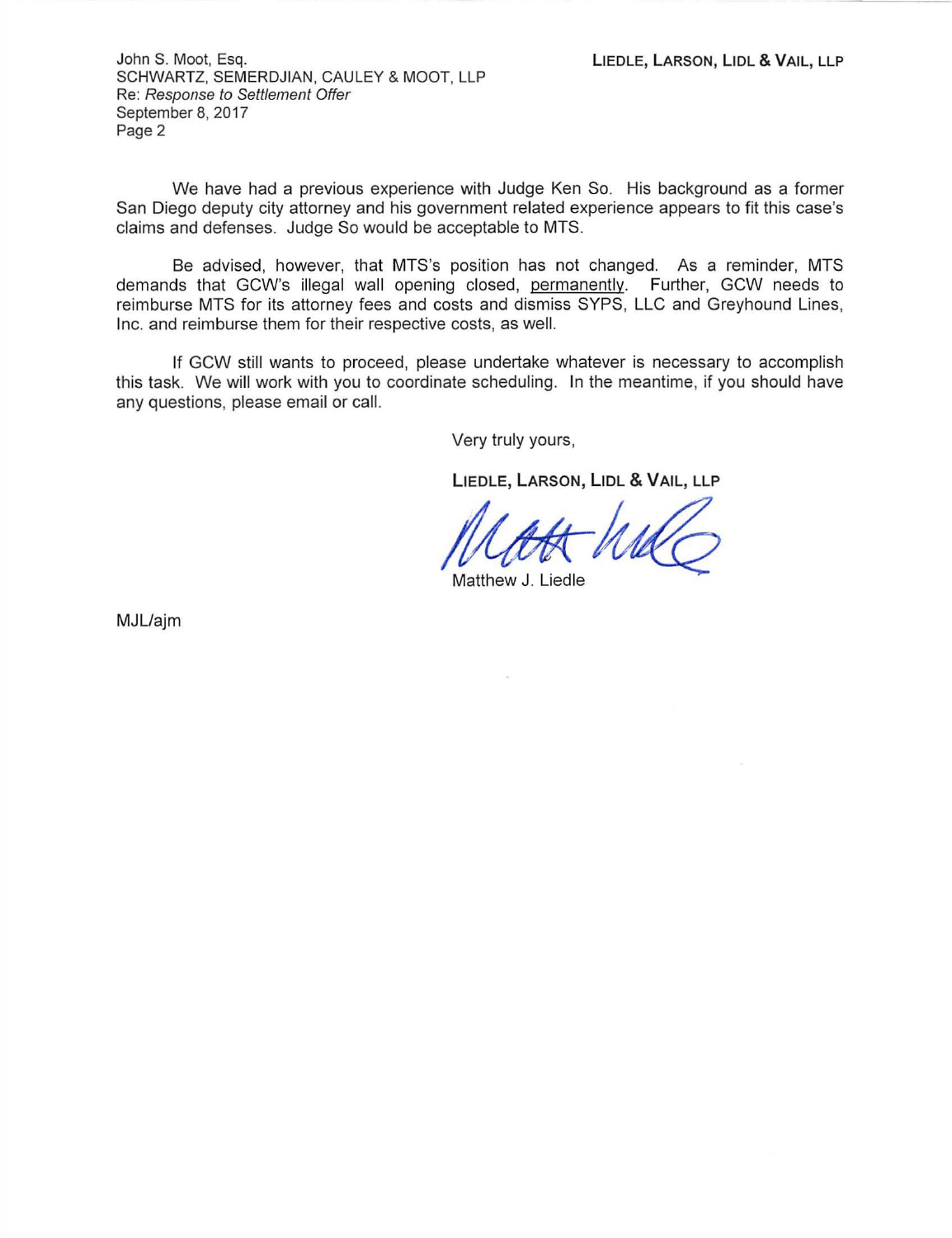We have had a previous experience with Judge Ken So. His background as a former San Diego deputy city attorney and his government related experience appears to fit this case's claims and defenses. Judge So would be acceptable to MTS.

Be advised, however, that MTS's position has not changed. As a reminder, MTS demands that GCW's illegal wall opening closed, permanently. Further, GCW needs to reimburse MTS for its attorney fees and costs and dismiss SYPS, LLC and Greyhound Lines, Inc. and reimburse them for their respective costs, as well.

If GCW still wants to proceed, please undertake whatever is necessary to accomplish this task. We will work with you to coordinate scheduling. In the meantime, if you should have any questions, please email or call.

Very truly yours,

LIEDLE, LARSON, LIDL & VAIL, LLP

Matthew J. Liedle

MJL/ajm